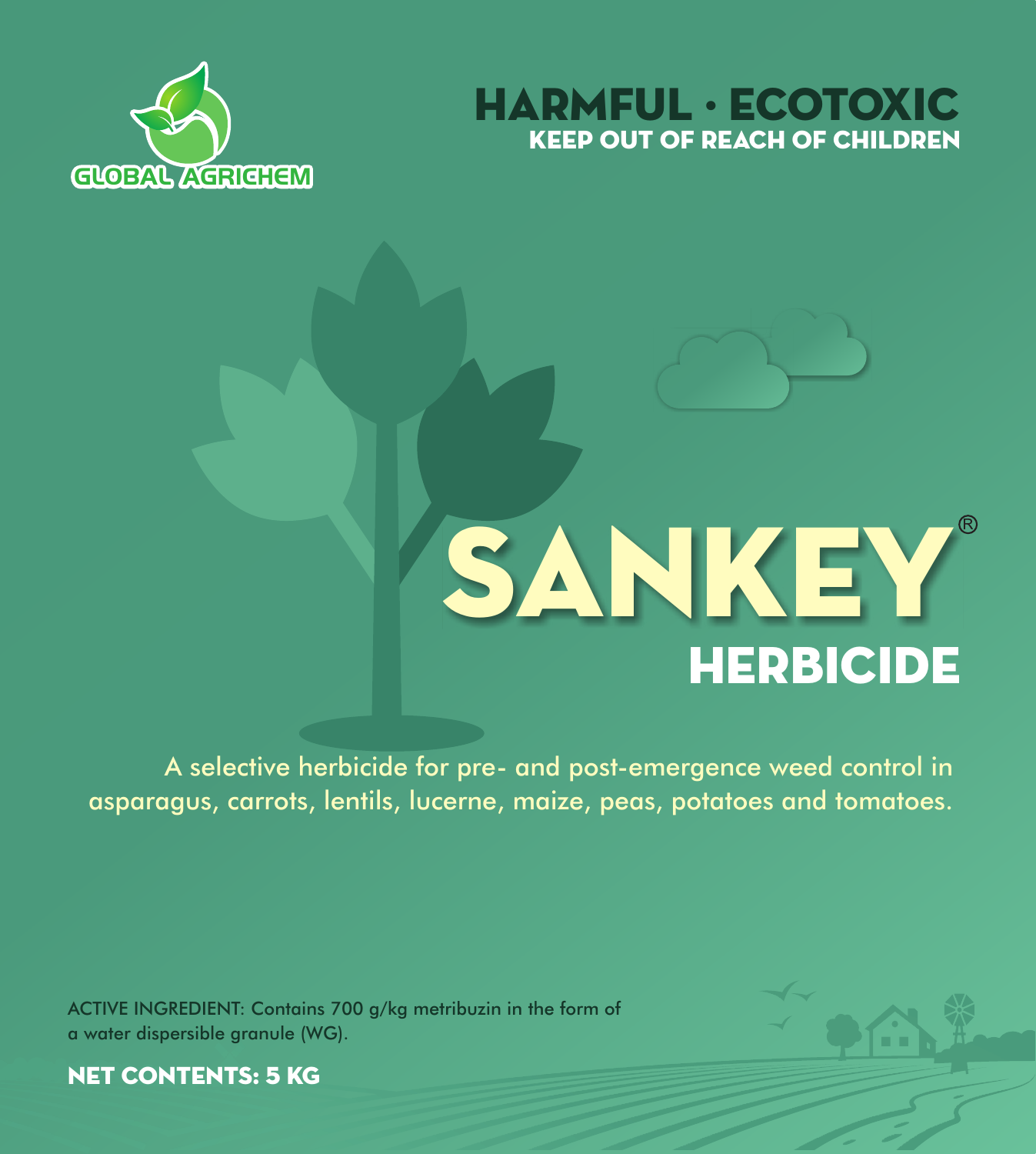GLOBAL AGRICHEM

**HARMFUL · ECOTOXIC**

**KEEP OUT OF REACH OF CHILDREN**

# SANKEY®

## HERBICIDE

A selective herbicide for pre- and post-emergence weed control in asparagus, carrots, lentils, lucerne, maize, peas, potatoes and tomatoes.

ACTIVE INGREDIENT: Contains 700 g/kg metribuzin in the form of a water dispersible granule (WG).

**NET CONTENTS: 5 KG**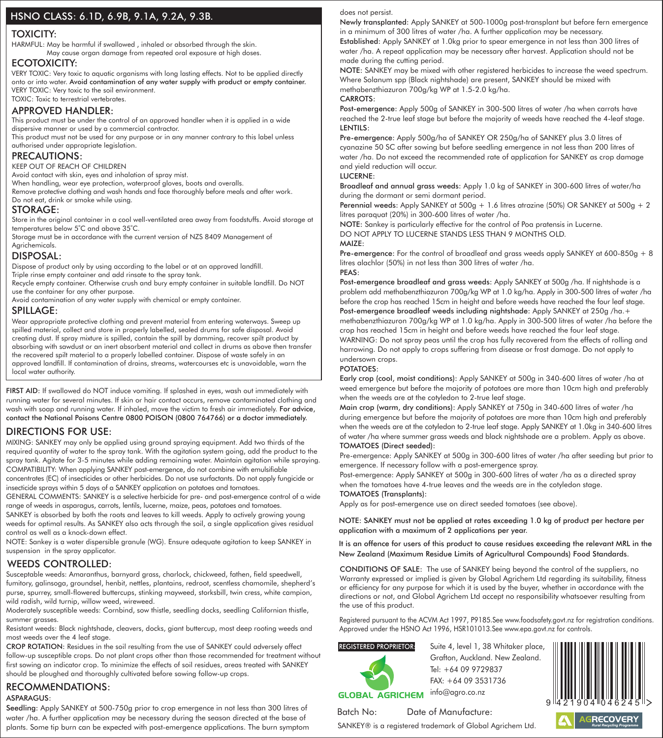## HSNO CLASS: 6.1D, 6.9B, 9.1A, 9.2A, 9.3B.

### TOXICITY:

HARMFUL: May be harmful if swallowed , inhaled or absorbed through the skin. May cause organ damage from repeated oral exposure at high doses.

### ECOTOXICITY:

VERY TOXIC: Very toxic to aquatic organisms with long lasting effects. Not to be applied directly onto or into water. **Avoid contamination of any water supply with product or empty container.**
VERY TOXIC: Very toxic to the soil environment.
TOXIC: Toxic to terrestrial vertebrates.

### APPROVED HANDLER:

This product must be under the control of an approved handler when it is applied in a wide dispersive manner or used by a commercial contractor.
This product must not be used for any purpose or in any manner contrary to this label unless authorised under appropriate legislation.

### PRECAUTIONS:

KEEP OUT OF REACH OF CHILDREN
Avoid contact with skin, eyes and inhalation of spray mist.
When handling, wear eye protection, waterproof gloves, boots and overalls.
Remove protective clothing and wash hands and face thoroughly before meals and after work.
Do not eat, drink or smoke while using.

### STORAGE:

Store in the original container in a cool well-ventilated area away from foodstuffs. Avoid storage at temperatures below 5°C and above 35°C.
Storage must be in accordance with the current version of NZS 8409 Management of Agrichemicals.

### DISPOSAL:

Dispose of product only by using according to the label or at an approved landfill.
Triple rinse empty container and add rinsate to the spray tank.
Recycle empty container. Otherwise crush and bury empty container in suitable landfill. Do NOT use the container for any other purpose.
Avoid contamination of any water supply with chemical or empty container.

### SPILLAGE:

Wear appropriate protective clothing and prevent material from entering waterways. Sweep up spilled material, collect and store in properly labelled, sealed drums for safe disposal. Avoid creating dust. If spray mixture is spilled, contain the spill by damming, recover spilt product by absorbing with sawdust or an inert absorbent material and collect in drums as above then transfer the recovered spilt material to a properly labelled container. Dispose of waste safely in an approved landfill. If contamination of drains, streams, watercourses etc is unavoidable, warn the local water authority.

**FIRST AID**: If swallowed do NOT induce vomiting. If splashed in eyes, wash out immediately with running water for several minutes. If skin or hair contact occurs, remove contaminated clothing and wash with soap and running water. If inhaled, move the victim to fresh air immediately. **For advice, contact the National Poisons Centre 0800 POISON (0800 764766) or a doctor immediately.**

### DIRECTIONS FOR USE:

MIXING: SANKEY may only be applied using ground spraying equipment. Add two thirds of the required quantity of water to the spray tank. With the agitation system going, add the product to the spray tank. Agitate for 3-5 minutes while adding remaining water. Maintain agitation while spraying.
COMPATIBILITY: When applying SANKEY post-emergence, do not combine with emulsifiable concentrates (EC) of insecticides or other herbicides. Do not use surfactants. Do not apply fungicide or insecticide sprays within 5 days of a SANKEY application on potatoes and tomatoes.
GENERAL COMMENTS: SANKEY is a selective herbicide for pre- and post-emergence control of a wide range of weeds in asparagus, carrots, lentils, lucerne, maize, peas, potatoes and tomatoes.
SANKEY is absorbed by both the roots and leaves to kill weeds. Apply to actively growing young weeds for optimal results. As SANKEY also acts through the soil, a single application gives residual control as well as a knock-down effect.
NOTE: Sankey is a water dispersible granule (WG). Ensure adequate agitation to keep SANKEY in suspension in the spray applicator.

### WEEDS CONTROLLED:

Susceptable weeds: Amaranthus, barnyard grass, charlock, chickweed, fathen, field speedwell, fumitory, galinsoga, groundsel, henbit, nettles, plantains, redroot, scentless chamomile, shepherd's purse, spurrey, small-flowered buttercups, stinking mayweed, storksbill, twin cress, white campion, wild radish, wild turnip, willow weed, wireweed.
Moderately susceptible weeds: Cornbind, sow thistle, seedling docks, seedling Californian thistle, summer grasses.
Resistant weeds: Black nightshade, cleavers, docks, giant buttercup, most deep rooting weeds and most weeds over the 4 leaf stage.
CROP ROTATION: Residues in the soil resulting from the use of SANKEY could adversely affect follow-up susceptible crops. Do not plant crops other than those recommended for treatment without first sowing an indicator crop. To minimize the effects of soil residues, areas treated with SANKEY should be ploughed and thoroughly cultivated before sowing follow-up crops.

### RECOMMENDATIONS:

ASPARAGUS:
**Seedling**: Apply SANKEY at 500-750g prior to crop emergence in not less than 300 litres of water /ha. A further application may be necessary during the season directed at the base of plants. Some tip burn can be expected with post-emergence applications. The burn symptom does not persist.
**Newly transplanted**: Apply SANKEY at 500-1000g post-transplant but before fern emergence in a minimum of 300 litres of water /ha. A further application may be necessary.
**Established**: Apply SANKEY at 1.0kg prior to spear emergence in not less than 300 litres of water /ha. A repeat application may be necessary after harvest. Application should not be made during the cutting period.
NOTE: SANKEY may be mixed with other registered herbicides to increase the weed spectrum. Where Solanum spp (Black nightshade) are present, SANKEY should be mixed with methabenzthiazuron 700g/kg WP at 1.5-2.0 kg/ha.

CARROTS:
**Post-emergence**: Apply 500g of SANKEY in 300-500 litres of water /ha when carrots have reached the 2-true leaf stage but before the majority of weeds have reached the 4-leaf stage.

LENTILS:
**Pre-emergence**: Apply 500g/ha of SANKEY OR 250g/ha of SANKEY plus 3.0 litres of cyanazine 50 SC after sowing but before seedling emergence in not less than 200 litres of water /ha. Do not exceed the recommended rate of application for SANKEY as crop damage and yield reduction will occur.

LUCERNE:
**Broadleaf and annual grass weeds**: Apply 1.0 kg of SANKEY in 300-600 litres of water/ha during the dormant or semi dormant period.
**Perennial weeds**: Apply SANKEY at 500g + 1.6 litres atrazine (50%) OR SANKEY at 500g + 2 litres paraquat (20%) in 300-600 litres of water /ha.
NOTE: Sankey is particularly effective for the control of Poa pratensis in Lucerne.
DO NOT APPLY TO LUCERNE STANDS LESS THAN 9 MONTHS OLD.

MAIZE:
**Pre-emergence**: For the control of broadleaf and grass weeds apply SANKEY at 600-850g + 8 litres alachlor (50%) in not less than 300 litres of water /ha.

PEAS:
**Post-emergence broadleaf and grass weeds**: Apply SANKEY at 500g /ha. If nightshade is a problem add methabenzthiazuron 700g/kg WP at 1.0 kg/ha. Apply in 300-500 litres of water /ha before the crop has reached 15cm in height and before weeds have reached the four leaf stage.
**Post-emergence broadleaf weeds including nightshade**: Apply SANKEY at 250g /ha.+ methabenzthiazuron 700g/kg WP at 1.0 kg/ha. Apply in 300-500 litres of water /ha before the crop has reached 15cm in height and before weeds have reached the four leaf stage.
WARNING: Do not spray peas until the crop has fully recovered from the effects of rolling and harrowing. Do not apply to crops suffering from disease or frost damage. Do not apply to undersown crops.

POTATOES:
**Early crop (cool, moist conditions)**: Apply SANKEY at 500g in 340-600 litres of water /ha at weed emergence but before the majority of potatoes are more than 10cm high and preferably when the weeds are at the cotyledon to 2-true leaf stage.
**Main crop (warm, dry conditions)**: Apply SANKEY at 750g in 340-600 litres of water /ha during emergence but before the majority of potatoes are more than 10cm high and preferably when the weeds are at the cotyledon to 2-true leaf stage. Apply SANKEY at 1.0kg in 340-600 litres of water /ha where summer grass weeds and black nightshade are a problem. Apply as above.

TOMATOES (Direct seeded):
Pre-emergence: Apply SANKEY at 500g in 300-600 litres of water /ha after seeding but prior to emergence. If necessary follow with a post-emergence spray.
Post-emergence: Apply SANKEY at 500g in 300-600 litres of water /ha as a directed spray when the tomatoes have 4-true leaves and the weeds are in the cotyledon stage.

TOMATOES (Transplants):
Apply as for post-emergence use on direct seeded tomatoes (see above).

**NOTE: SANKEY must not be applied at rates exceeding 1.0 kg of product per hectare per application with a maximum of 2 applications per year.**

**It is an offence for users of this product to cause residues exceeding the relevant MRL in the New Zealand (Maximum Residue Limits of Agricultural Compounds) Food Standards.**

**CONDITIONS OF SALE**: The use of SANKEY being beyond the control of the suppliers, no Warranty expressed or implied is given by Global Agrichem Ltd regarding its suitability, fitness or efficiency for any purpose for which it is used by the buyer, whether in accordance with the directions or not, and Global Agrichem Ltd accept no responsibility whatsoever resulting from the use of this product.

Registered pursuant to the ACVM Act 1997, P9185.See www.foodsafety.govt.nz for registration conditions. Approved under the HSNO Act 1996, HSR101013.See www.epa.govt.nz for controls.

REGISTERED PROPRIETOR:

GLOBAL AGRICHEM

Suite 4, level 1, 38 Whitaker place, Grafton, Auckland. New Zealand.
Tel: +64 09 9729837
FAX: +64 09 3531736
info@agro.co.nz

9 421904 046245

Batch No: Date of Manufacture:

SANKEY® is a registered trademark of Global Agrichem Ltd.

AGRECOVERY Rural Recycling Programme